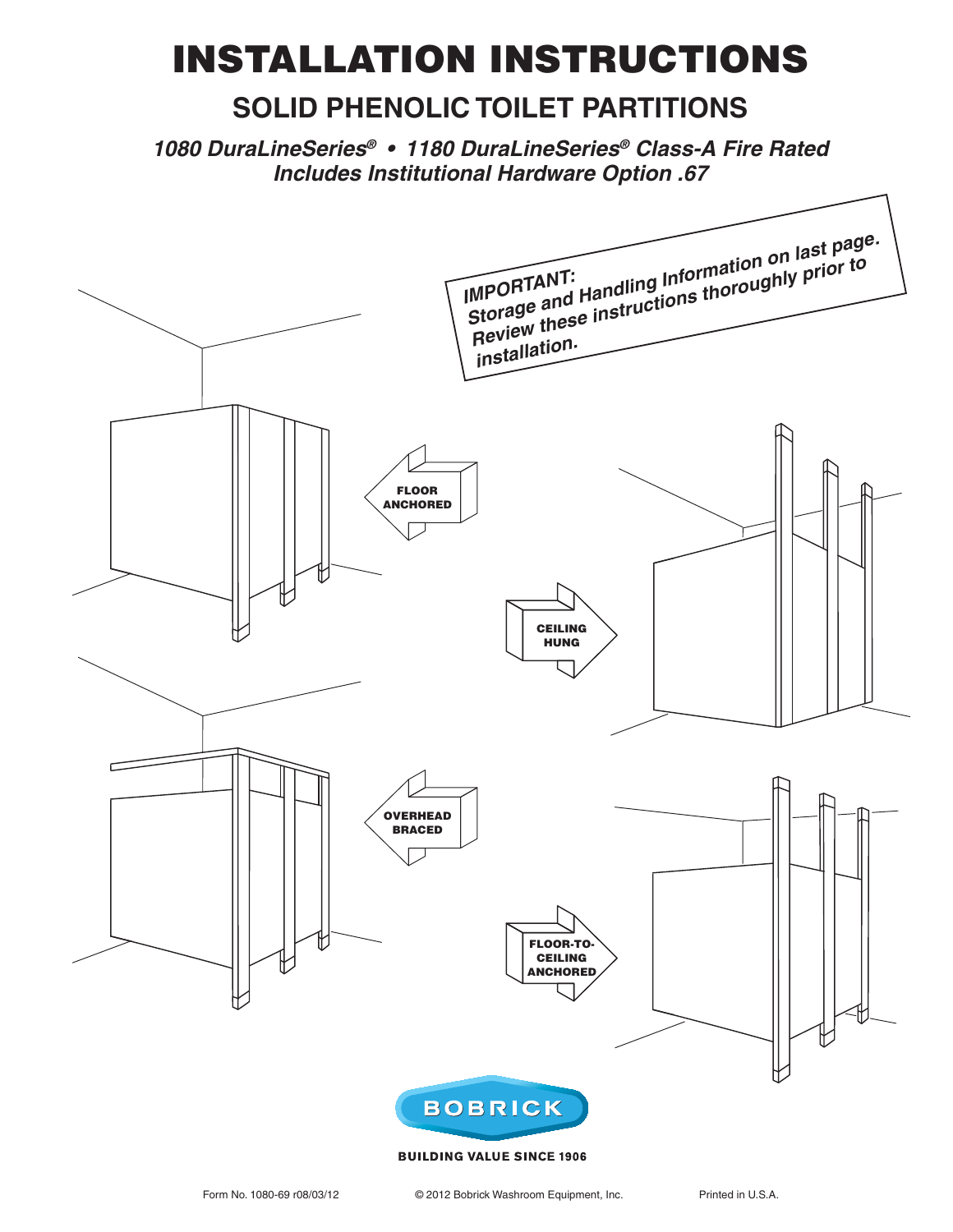# INSTALLATION INSTRUCTIONS

## SOLID PHENOLIC TOILET PARTITIONS

***1080 DuraLineSeries® • 1180 DuraLineSeries® Class-A Fire Rated***
***Includes Institutional Hardware Option .67***

***IMPORTANT:***
***Storage and Handling Information on last page.***
***Review these instructions thoroughly prior to installation.***

**FLOOR ANCHORED**

**CEILING HUNG**

**OVERHEAD BRACED**

**FLOOR-TO-CEILING ANCHORED**

**BOBRICK**

**BUILDING VALUE SINCE 1906**

Form No. 1080-69 r08/03/12 © 2012 Bobrick Washroom Equipment, Inc. Printed in U.S.A.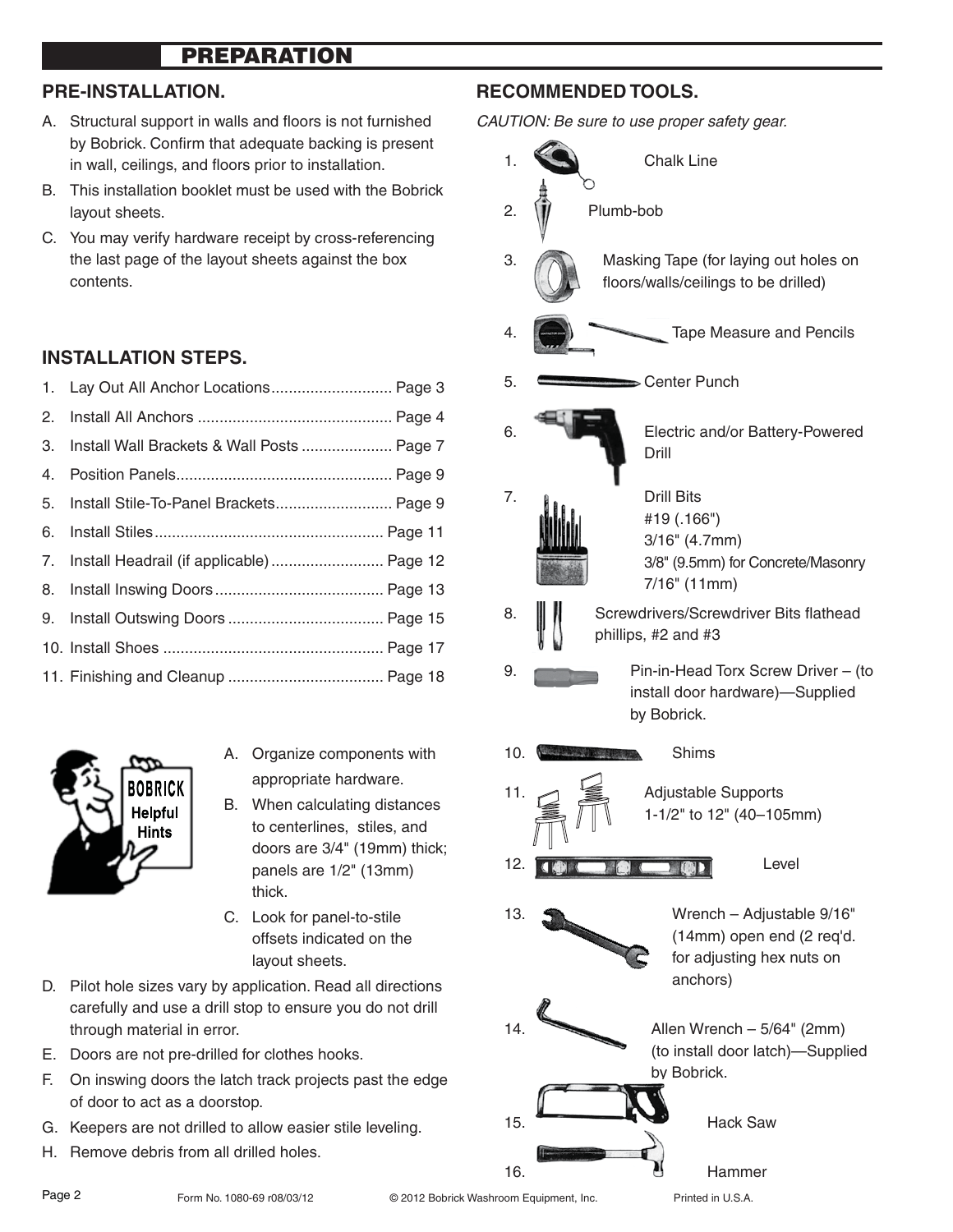# PREPARATION

## PRE-INSTALLATION.

A. Structural support in walls and floors is not furnished by Bobrick. Confirm that adequate backing is present in wall, ceilings, and floors prior to installation.

B. This installation booklet must be used with the Bobrick layout sheets.

C. You may verify hardware receipt by cross-referencing the last page of the layout sheets against the box contents.

## INSTALLATION STEPS.

1. Lay Out All Anchor Locations ............................ Page 3
2. Install All Anchors ............................................. Page 4
3. Install Wall Brackets & Wall Posts ..................... Page 7
4. Position Panels.................................................. Page 9
5. Install Stile-To-Panel Brackets........................... Page 9
6. Install Stiles..................................................... Page 11
7. Install Headrail (if applicable) .......................... Page 12
8. Install Inswing Doors ....................................... Page 13
9. Install Outswing Doors .................................... Page 15
10. Install Shoes ................................................... Page 17
11. Finishing and Cleanup .................................... Page 18

**BOBRICK Helpful Hints**

A. Organize components with appropriate hardware.

B. When calculating distances to centerlines, stiles, and doors are 3/4" (19mm) thick; panels are 1/2" (13mm) thick.

C. Look for panel-to-stile offsets indicated on the layout sheets.

D. Pilot hole sizes vary by application. Read all directions carefully and use a drill stop to ensure you do not drill through material in error.

E. Doors are not pre-drilled for clothes hooks.

F. On inswing doors the latch track projects past the edge of door to act as a doorstop.

G. Keepers are not drilled to allow easier stile leveling.

H. Remove debris from all drilled holes.

## RECOMMENDED TOOLS.

*CAUTION: Be sure to use proper safety gear.*

1. Chalk Line
2. Plumb-bob
3. Masking Tape (for laying out holes on floors/walls/ceilings to be drilled)
4. Tape Measure and Pencils
5. Center Punch
6. Electric and/or Battery-Powered Drill
7. Drill Bits
   #19 (.166")
   3/16" (4.7mm)
   3/8" (9.5mm) for Concrete/Masonry
   7/16" (11mm)
8. Screwdrivers/Screwdriver Bits flathead phillips, #2 and #3
9. Pin-in-Head Torx Screw Driver – (to install door hardware)—Supplied by Bobrick.
10. Shims
11. Adjustable Supports 1-1/2" to 12" (40–105mm)
12. Level
13. Wrench – Adjustable 9/16" (14mm) open end (2 req'd. for adjusting hex nuts on anchors)
14. Allen Wrench – 5/64" (2mm) (to install door latch)—Supplied by Bobrick.
15. Hack Saw
16. Hammer

Form No. 1080-69 r08/03/12 © 2012 Bobrick Washroom Equipment, Inc. Printed in U.S.A.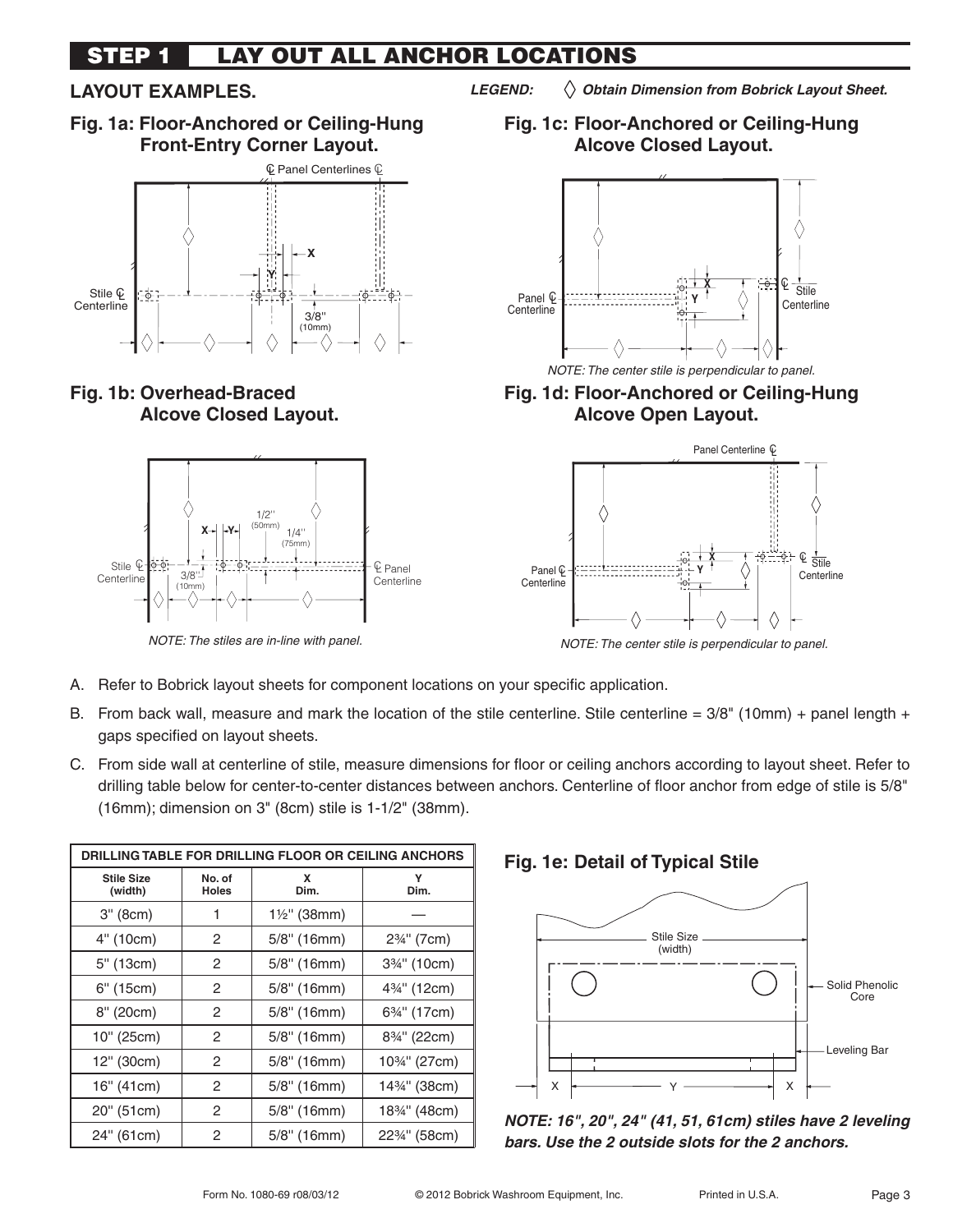# STEP 1 LAY OUT ALL ANCHOR LOCATIONS

## LAYOUT EXAMPLES.

*LEGEND:* ◇ ***Obtain Dimension from Bobrick Layout Sheet.***

### Fig. 1a: Floor-Anchored or Ceiling-Hung Front-Entry Corner Layout.

### Fig. 1b: Overhead-Braced Alcove Closed Layout.

*NOTE: The stiles are in-line with panel.*

### Fig. 1c: Floor-Anchored or Ceiling-Hung Alcove Closed Layout.

*NOTE: The center stile is perpendicular to panel.*

### Fig. 1d: Floor-Anchored or Ceiling-Hung Alcove Open Layout.

*NOTE: The center stile is perpendicular to panel.*

A. Refer to Bobrick layout sheets for component locations on your specific application.

B. From back wall, measure and mark the location of the stile centerline. Stile centerline = 3/8" (10mm) + panel length + gaps specified on layout sheets.

C. From side wall at centerline of stile, measure dimensions for floor or ceiling anchors according to layout sheet. Refer to drilling table below for center-to-center distances between anchors. Centerline of floor anchor from edge of stile is 5/8" (16mm); dimension on 3" (8cm) stile is 1-1/2" (38mm).

| DRILLING TABLE FOR DRILLING FLOOR OR CEILING ANCHORS | | | |
|---|---|---|---|
| **Stile Size (width)** | **No. of Holes** | **X Dim.** | **Y Dim.** |
| 3" (8cm) | 1 | 1½" (38mm) | — |
| 4" (10cm) | 2 | 5/8" (16mm) | 2¾" (7cm) |
| 5" (13cm) | 2 | 5/8" (16mm) | 3¾" (10cm) |
| 6" (15cm) | 2 | 5/8" (16mm) | 4¾" (12cm) |
| 8" (20cm) | 2 | 5/8" (16mm) | 6¾" (17cm) |
| 10" (25cm) | 2 | 5/8" (16mm) | 8¾" (22cm) |
| 12" (30cm) | 2 | 5/8" (16mm) | 10¾" (27cm) |
| 16" (41cm) | 2 | 5/8" (16mm) | 14¾" (38cm) |
| 20" (51cm) | 2 | 5/8" (16mm) | 18¾" (48cm) |
| 24" (61cm) | 2 | 5/8" (16mm) | 22¾" (58cm) |

### Fig. 1e: Detail of Typical Stile

***NOTE: 16", 20", 24" (41, 51, 61cm) stiles have 2 leveling bars. Use the 2 outside slots for the 2 anchors.***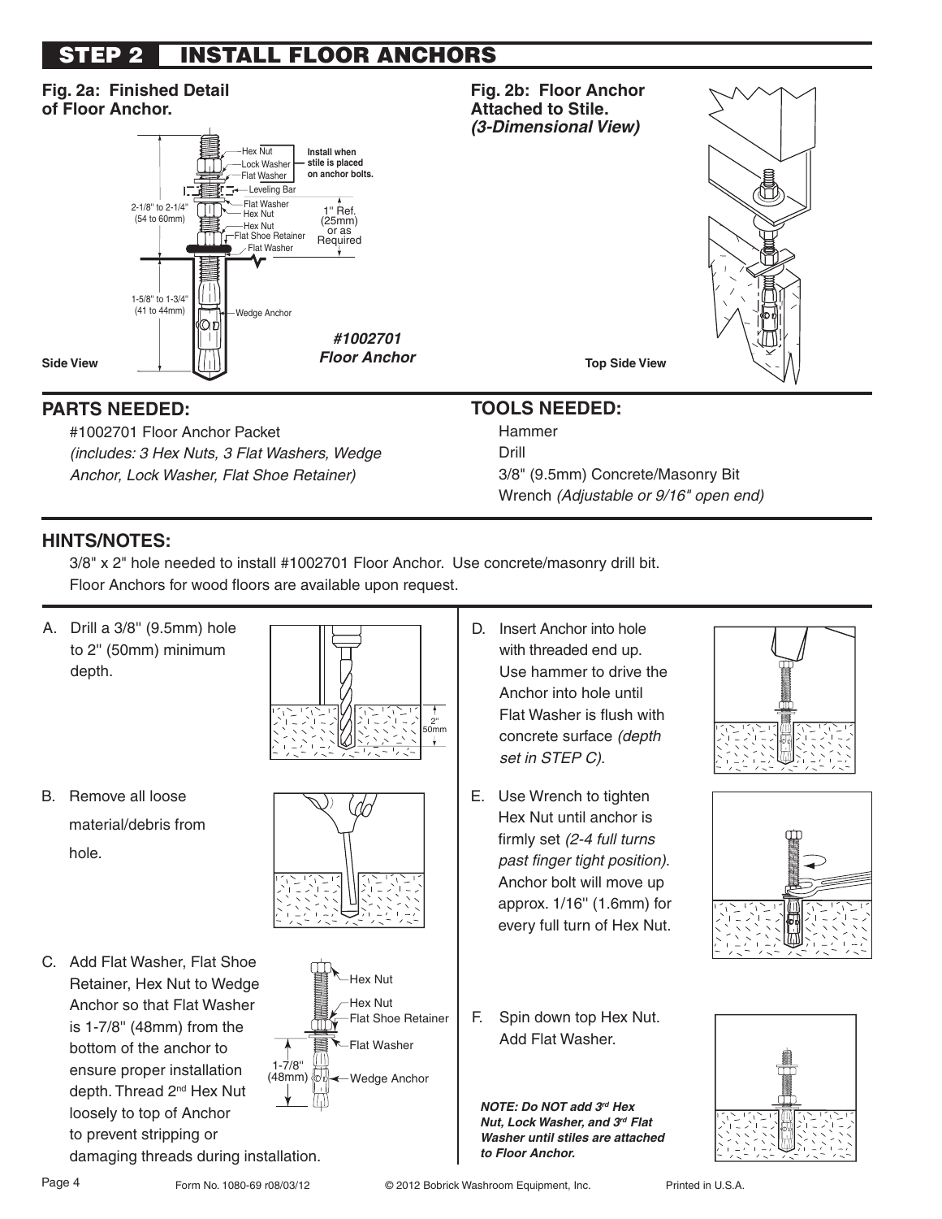# STEP 2 INSTALL FLOOR ANCHORS

**Fig. 2a: Finished Detail of Floor Anchor.**

Hex Nut
Lock Washer
Flat Washer
Install when stile is placed on anchor bolts.
Leveling Bar
Flat Washer
Hex Nut
Hex Nut
Flat Shoe Retainer
Flat Washer
1" Ref. (25mm) or as Required
2-1/8" to 2-1/4" (54 to 60mm)
1-5/8" to 1-3/4" (41 to 44mm)
Wedge Anchor

***#1002701 Floor Anchor***

Side View

**Fig. 2b: Floor Anchor Attached to Stile.**
***(3-Dimensional View)***

Top Side View

## PARTS NEEDED:

#1002701 Floor Anchor Packet
*(includes: 3 Hex Nuts, 3 Flat Washers, Wedge Anchor, Lock Washer, Flat Shoe Retainer)*

## TOOLS NEEDED:

Hammer
Drill
3/8" (9.5mm) Concrete/Masonry Bit
Wrench *(Adjustable or 9/16" open end)*

## HINTS/NOTES:

3/8" x 2" hole needed to install #1002701 Floor Anchor. Use concrete/masonry drill bit.
Floor Anchors for wood floors are available upon request.

A. Drill a 3/8" (9.5mm) hole to 2" (50mm) minimum depth.

2" 50mm

B. Remove all loose material/debris from hole.

C. Add Flat Washer, Flat Shoe Retainer, Hex Nut to Wedge Anchor so that Flat Washer is 1-7/8" (48mm) from the bottom of the anchor to ensure proper installation depth. Thread 2nd Hex Nut loosely to top of Anchor to prevent stripping or damaging threads during installation.

Hex Nut
Hex Nut
Flat Shoe Retainer
Flat Washer
1-7/8" (48mm)
Wedge Anchor

D. Insert Anchor into hole with threaded end up. Use hammer to drive the Anchor into hole until Flat Washer is flush with concrete surface *(depth set in STEP C)*.

E. Use Wrench to tighten Hex Nut until anchor is firmly set *(2-4 full turns past finger tight position)*. Anchor bolt will move up approx. 1/16" (1.6mm) for every full turn of Hex Nut.

F. Spin down top Hex Nut. Add Flat Washer.

***NOTE: Do NOT add 3rd Hex Nut, Lock Washer, and 3rd Flat Washer until stiles are attached to Floor Anchor.***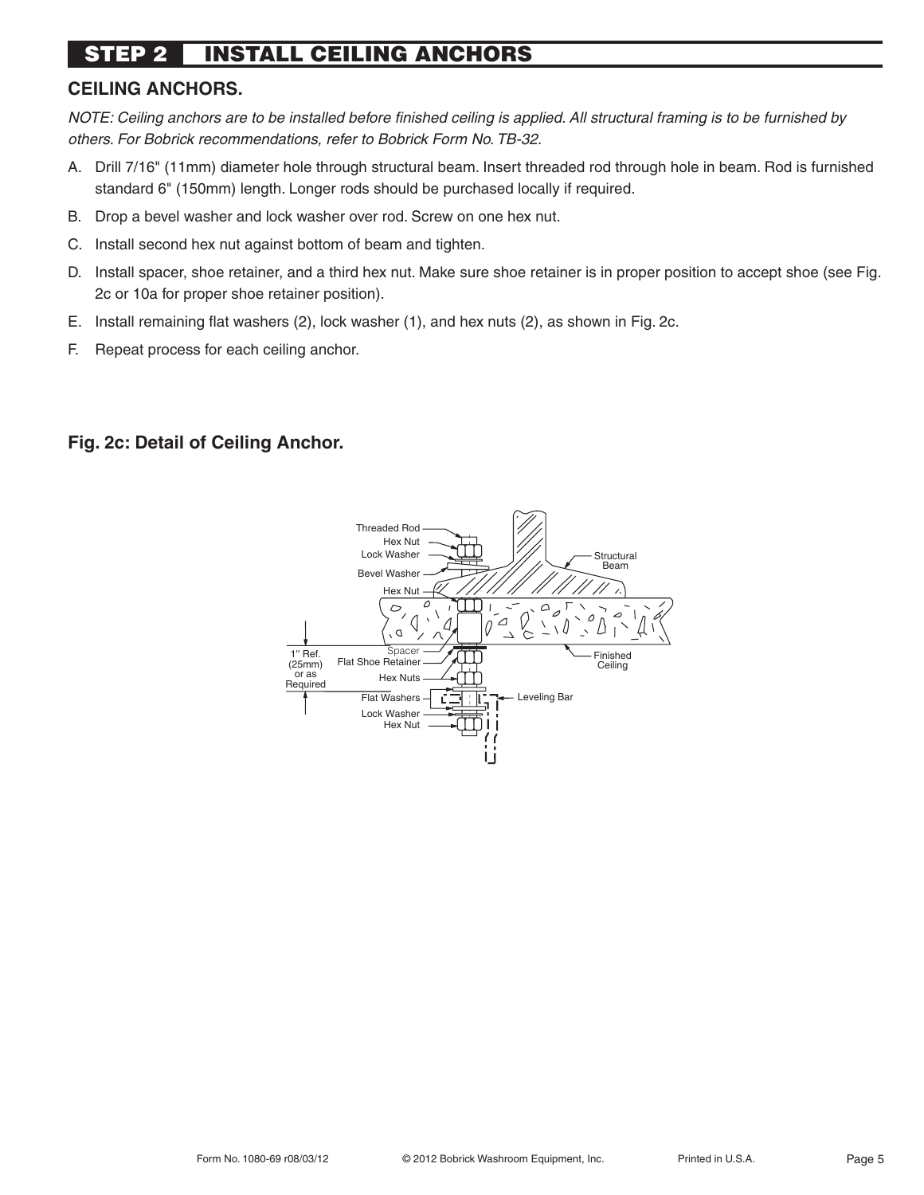# STEP 2 INSTALL CEILING ANCHORS

## CEILING ANCHORS.

*NOTE: Ceiling anchors are to be installed before finished ceiling is applied. All structural framing is to be furnished by others. For Bobrick recommendations, refer to Bobrick Form No. TB-32.*

A. Drill 7/16" (11mm) diameter hole through structural beam. Insert threaded rod through hole in beam. Rod is furnished standard 6" (150mm) length. Longer rods should be purchased locally if required.

B. Drop a bevel washer and lock washer over rod. Screw on one hex nut.

C. Install second hex nut against bottom of beam and tighten.

D. Install spacer, shoe retainer, and a third hex nut. Make sure shoe retainer is in proper position to accept shoe (see Fig. 2c or 10a for proper shoe retainer position).

E. Install remaining flat washers (2), lock washer (1), and hex nuts (2), as shown in Fig. 2c.

F. Repeat process for each ceiling anchor.

### Fig. 2c: Detail of Ceiling Anchor.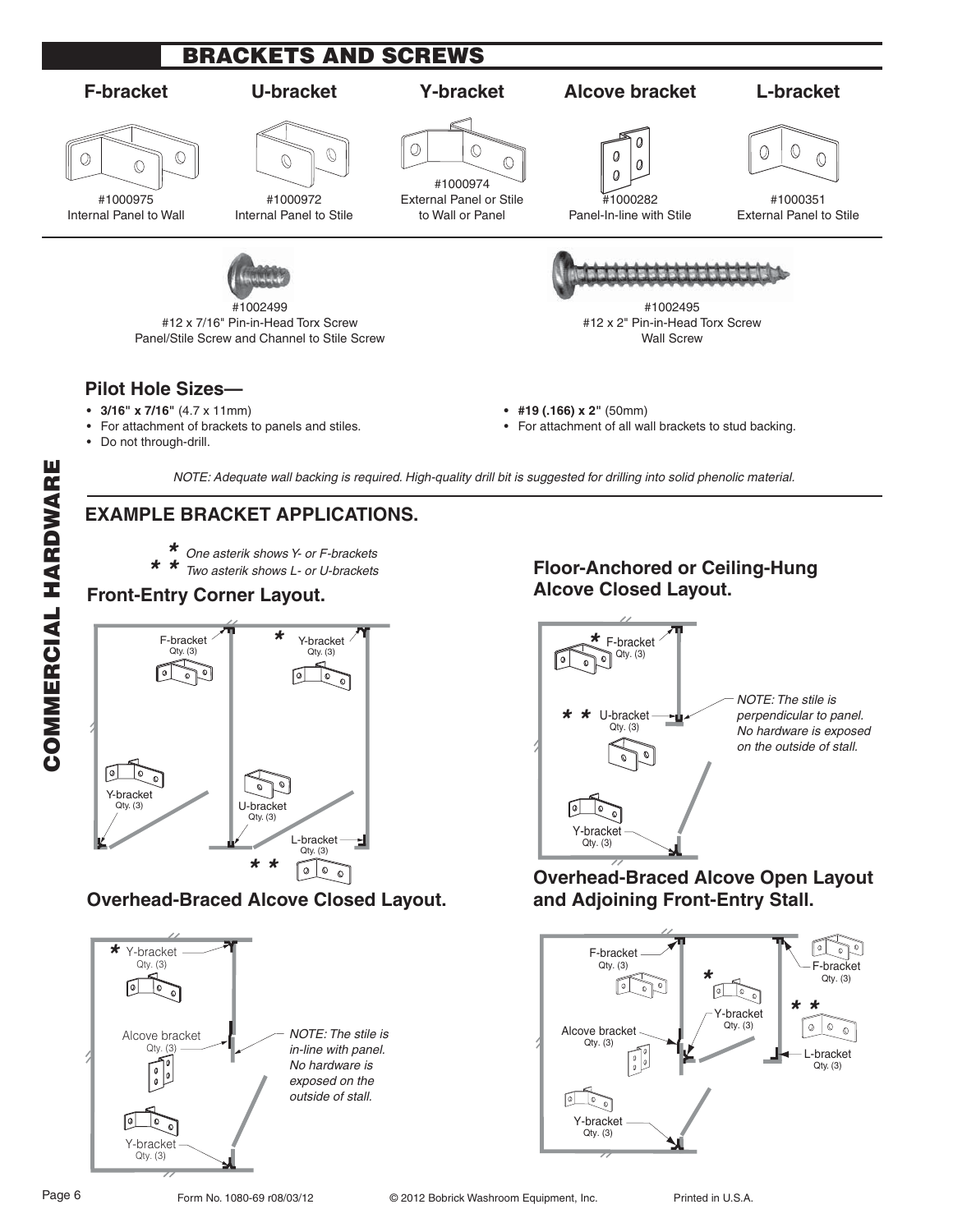# BRACKETS AND SCREWS

**F-bracket**
#1000975
Internal Panel to Wall

**U-bracket**
#1000972
Internal Panel to Stile

**Y-bracket**
#1000974
External Panel or Stile to Wall or Panel

**Alcove bracket**
#1000282
Panel-In-line with Stile

**L-bracket**
#1000351
External Panel to Stile

#1002499
#12 x 7/16" Pin-in-Head Torx Screw
Panel/Stile Screw and Channel to Stile Screw

#1002495
#12 x 2" Pin-in-Head Torx Screw
Wall Screw

### Pilot Hole Sizes—

- **3/16" x 7/16"** (4.7 x 11mm)
- For attachment of brackets to panels and stiles.
- Do not through-drill.

- **#19 (.166) x 2"** (50mm)
- For attachment of all wall brackets to stud backing.

*NOTE: Adequate wall backing is required. High-quality drill bit is suggested for drilling into solid phenolic material.*

## EXAMPLE BRACKET APPLICATIONS.

\* *One asterik shows Y- or F-brackets*
\* \* *Two asterik shows L- or U-brackets*

### Front-Entry Corner Layout.

F-bracket Qty. (3)
\* Y-bracket Qty. (3)
Y-bracket Qty. (3)
U-bracket Qty. (3)
L-bracket Qty. (3)
\* \*

### Overhead-Braced Alcove Closed Layout.

\* Y-bracket Qty. (3)
Alcove bracket Qty. (3)
Y-bracket Qty. (3)

*NOTE: The stile is in-line with panel. No hardware is exposed on the outside of stall.*

### Floor-Anchored or Ceiling-Hung Alcove Closed Layout.

\* F-bracket Qty. (3)
\* \* U-bracket Qty. (3)
Y-bracket Qty. (3)

*NOTE: The stile is perpendicular to panel. No hardware is exposed on the outside of stall.*

### Overhead-Braced Alcove Open Layout and Adjoining Front-Entry Stall.

F-bracket Qty. (3)
\*
Y-bracket Qty. (3)
F-bracket Qty. (3)
\* \*
L-bracket Qty. (3)
Alcove bracket Qty. (3)
Y-bracket Qty. (3)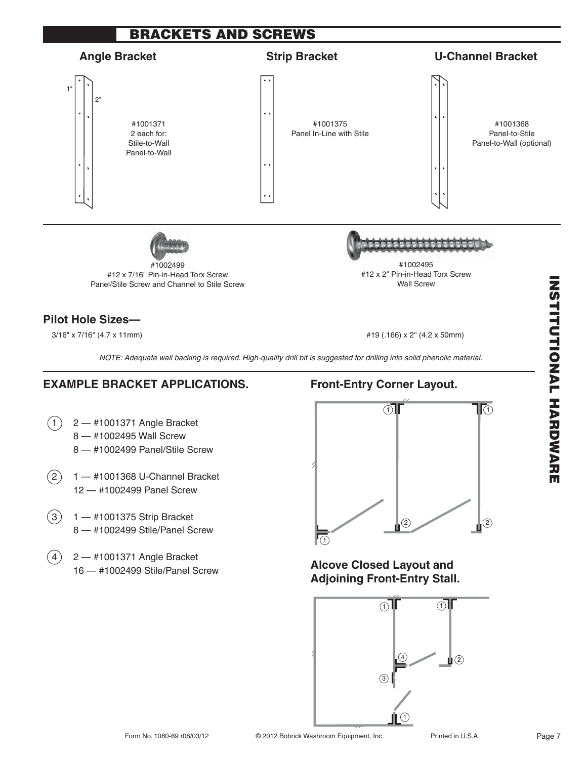# BRACKETS AND SCREWS

### Angle Bracket

1"
2"

#1001371
2 each for:
Stile-to-Wall
Panel-to-Wall

### Strip Bracket

#1001375
Panel In-Line with Stile

### U-Channel Bracket

#1001368
Panel-to-Stile
Panel-to-Wall (optional)

#1002499
#12 x 7/16" Pin-in-Head Torx Screw
Panel/Stile Screw and Channel to Stile Screw

#1002495
#12 x 2" Pin-in-Head Torx Screw
Wall Screw

### Pilot Hole Sizes—

3/16" x 7/16" (4.7 x 11mm)

#19 (.166) x 2'' (4.2 x 50mm)

*NOTE: Adequate wall backing is required. High-quality drill bit is suggested for drilling into solid phenolic material.*

## EXAMPLE BRACKET APPLICATIONS.

1. 2 — #1001371 Angle Bracket
   8 — #1002495 Wall Screw
   8 — #1002499 Panel/Stile Screw
2. 1 — #1001368 U-Channel Bracket
   12 — #1002499 Panel Screw
3. 1 — #1001375 Strip Bracket
   8 — #1002499 Stile/Panel Screw
4. 2 — #1001371 Angle Bracket
   16 — #1002499 Stile/Panel Screw

### Front-Entry Corner Layout.

### Alcove Closed Layout and Adjoining Front-Entry Stall.

INSTITUTIONAL HARDWARE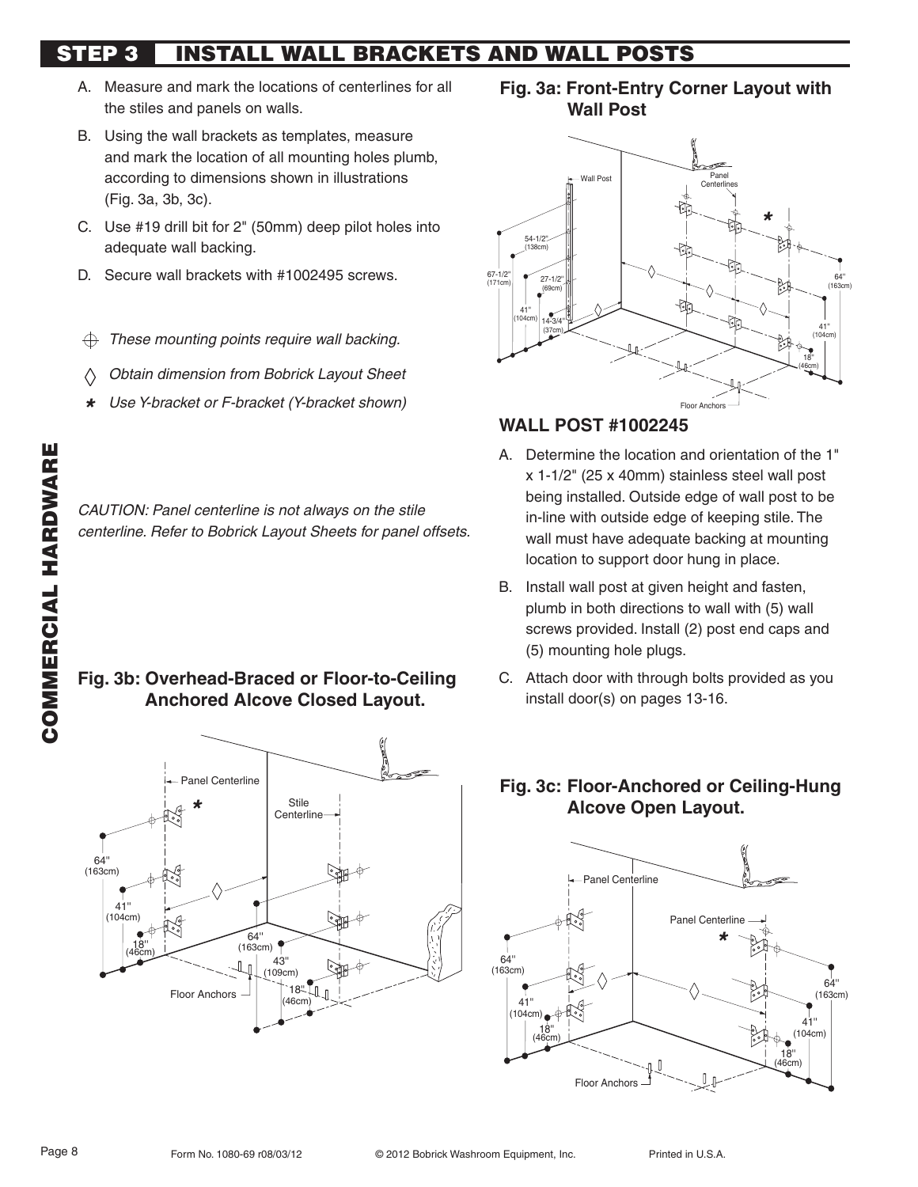# STEP 3 INSTALL WALL BRACKETS AND WALL POSTS

A. Measure and mark the locations of centerlines for all the stiles and panels on walls.

B. Using the wall brackets as templates, measure and mark the location of all mounting holes plumb, according to dimensions shown in illustrations (Fig. 3a, 3b, 3c).

C. Use #19 drill bit for 2" (50mm) deep pilot holes into adequate wall backing.

D. Secure wall brackets with #1002495 screws.

⊕ *These mounting points require wall backing.*

◊ *Obtain dimension from Bobrick Layout Sheet*

\* *Use Y-bracket or F-bracket (Y-bracket shown)*

*CAUTION: Panel centerline is not always on the stile centerline. Refer to Bobrick Layout Sheets for panel offsets.*

### Fig. 3a: Front-Entry Corner Layout with Wall Post

Wall Post, Panel Centerlines, 54-1/2" (138cm), 67-1/2" (171cm), 27-1/2" (69cm), 41" (104cm), 14-3/4" (37cm), 64" (163cm), 41" (104cm), 18" (46cm), Floor Anchors

## WALL POST #1002245

A. Determine the location and orientation of the 1" x 1-1/2" (25 x 40mm) stainless steel wall post being installed. Outside edge of wall post to be in-line with outside edge of keeping stile. The wall must have adequate backing at mounting location to support door hung in place.

B. Install wall post at given height and fasten, plumb in both directions to wall with (5) wall screws provided. Install (2) post end caps and (5) mounting hole plugs.

C. Attach door with through bolts provided as you install door(s) on pages 13-16.

### Fig. 3b: Overhead-Braced or Floor-to-Ceiling Anchored Alcove Closed Layout.

Panel Centerline, Stile Centerline, 64" (163cm), 41" (104cm), 18" (46cm), 64" (163cm), 43" (109cm), 18" (46cm), Floor Anchors

### Fig. 3c: Floor-Anchored or Ceiling-Hung Alcove Open Layout.

Panel Centerline, Panel Centerline, 64" (163cm), 41" (104cm), 18" (46cm), 64" (163cm), 41" (104cm), 18" (46cm), Floor Anchors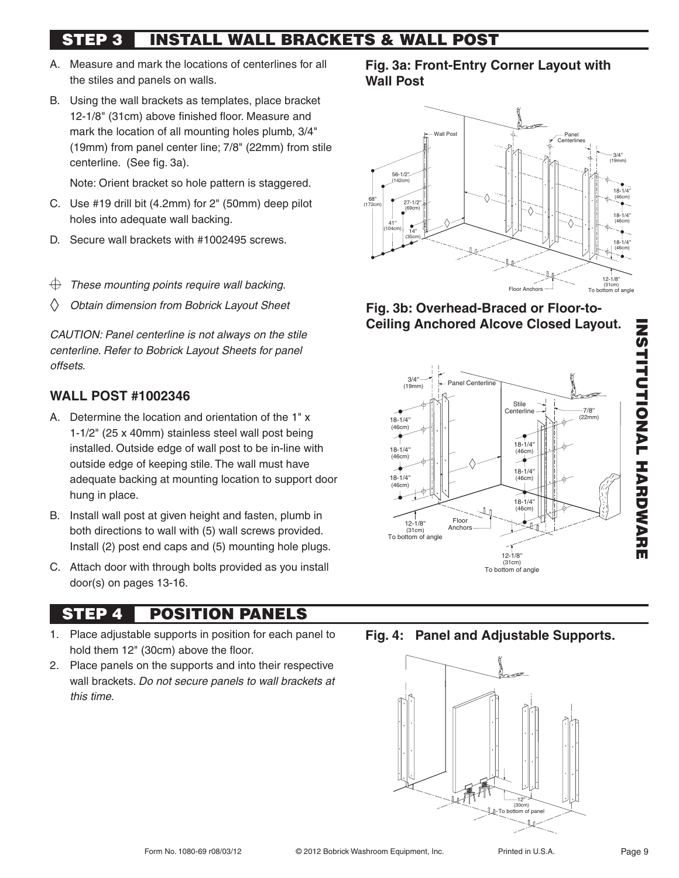## STEP 3 INSTALL WALL BRACKETS & WALL POST

A. Measure and mark the locations of centerlines for all the stiles and panels on walls.

B. Using the wall brackets as templates, place bracket 12-1/8" (31cm) above finished floor. Measure and mark the location of all mounting holes plumb, 3/4" (19mm) from panel center line; 7/8" (22mm) from stile centerline. (See fig. 3a).

   Note: Orient bracket so hole pattern is staggered.

C. Use #19 drill bit (4.2mm) for 2" (50mm) deep pilot holes into adequate wall backing.

D. Secure wall brackets with #1002495 screws.

⊕ *These mounting points require wall backing.*

◊ *Obtain dimension from Bobrick Layout Sheet*

*CAUTION: Panel centerline is not always on the stile centerline. Refer to Bobrick Layout Sheets for panel offsets.*

### WALL POST #1002346

A. Determine the location and orientation of the 1" x 1-1/2" (25 x 40mm) stainless steel wall post being installed. Outside edge of wall post to be in-line with outside edge of keeping stile. The wall must have adequate backing at mounting location to support door hung in place.

B. Install wall post at given height and fasten, plumb in both directions to wall with (5) wall screws provided. Install (2) post end caps and (5) mounting hole plugs.

C. Attach door with through bolts provided as you install door(s) on pages 13-16.

**Fig. 3a: Front-Entry Corner Layout with Wall Post**

**Fig. 3b: Overhead-Braced or Floor-to-Ceiling Anchored Alcove Closed Layout.**

## STEP 4 POSITION PANELS

1. Place adjustable supports in position for each panel to hold them 12" (30cm) above the floor.
2. Place panels on the supports and into their respective wall brackets. *Do not secure panels to wall brackets at this time.*

**Fig. 4: Panel and Adjustable Supports.**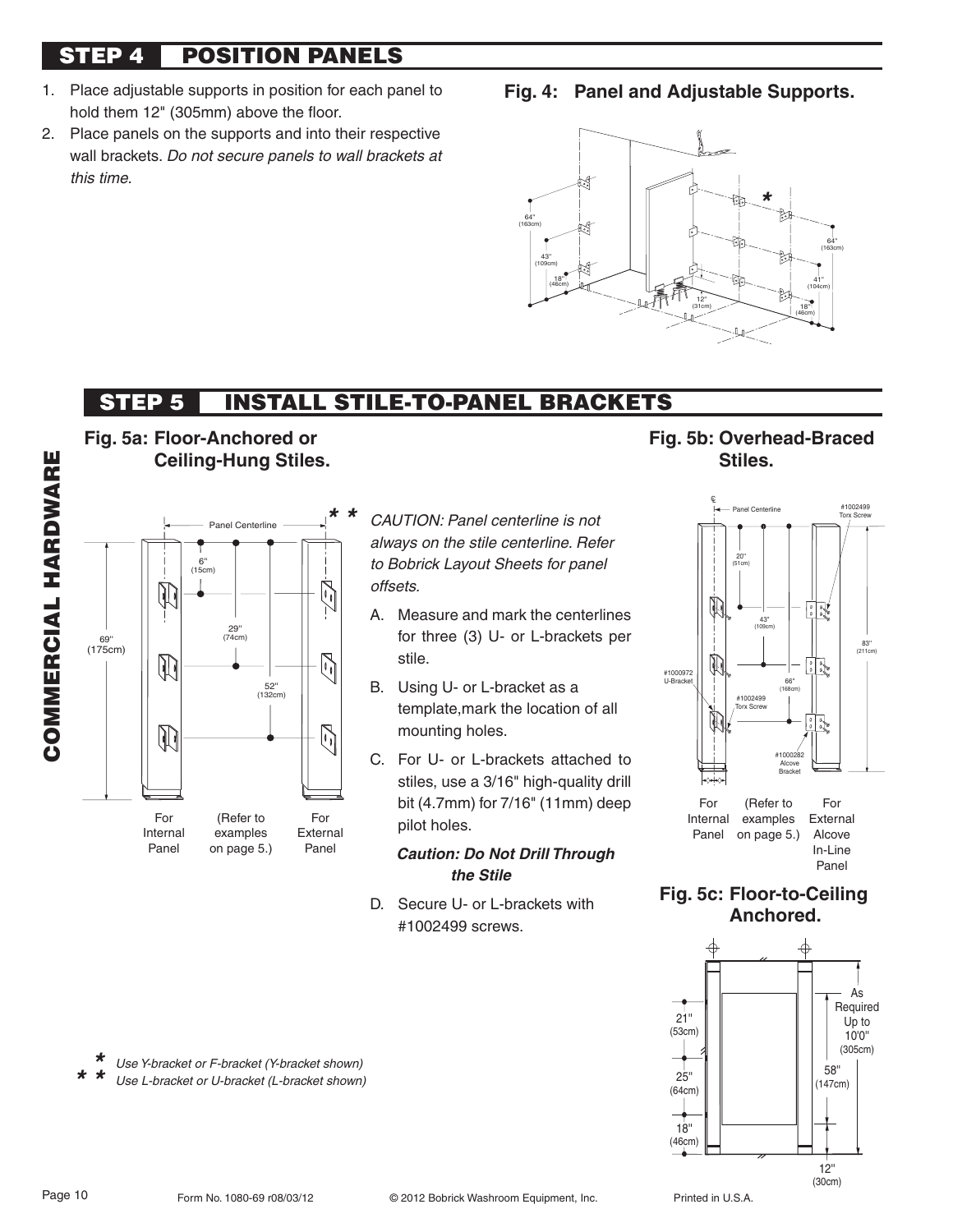## STEP 4 POSITION PANELS

1. Place adjustable supports in position for each panel to hold them 12" (305mm) above the floor.
2. Place panels on the supports and into their respective wall brackets. *Do not secure panels to wall brackets at this time.*

**Fig. 4: Panel and Adjustable Supports.**

## STEP 5 INSTALL STILE-TO-PANEL BRACKETS

**Fig. 5a: Floor-Anchored or Ceiling-Hung Stiles.**

For Internal Panel (Refer to examples on page 5.) For External Panel

*CAUTION: Panel centerline is not always on the stile centerline. Refer to Bobrick Layout Sheets for panel offsets.*

A. Measure and mark the centerlines for three (3) U- or L-brackets per stile.

B. Using U- or L-bracket as a template,mark the location of all mounting holes.

C. For U- or L-brackets attached to stiles, use a 3/16" high-quality drill bit (4.7mm) for 7/16" (11mm) deep pilot holes.

***Caution: Do Not Drill Through the Stile***

D. Secure U- or L-brackets with #1002499 screws.

**Fig. 5b: Overhead-Braced Stiles.**

For Internal Panel (Refer to examples on page 5.) For External Alcove In-Line Panel

**Fig. 5c: Floor-to-Ceiling Anchored.**

\* *Use Y-bracket or F-bracket (Y-bracket shown)*
\*\* *Use L-bracket or U-bracket (L-bracket shown)*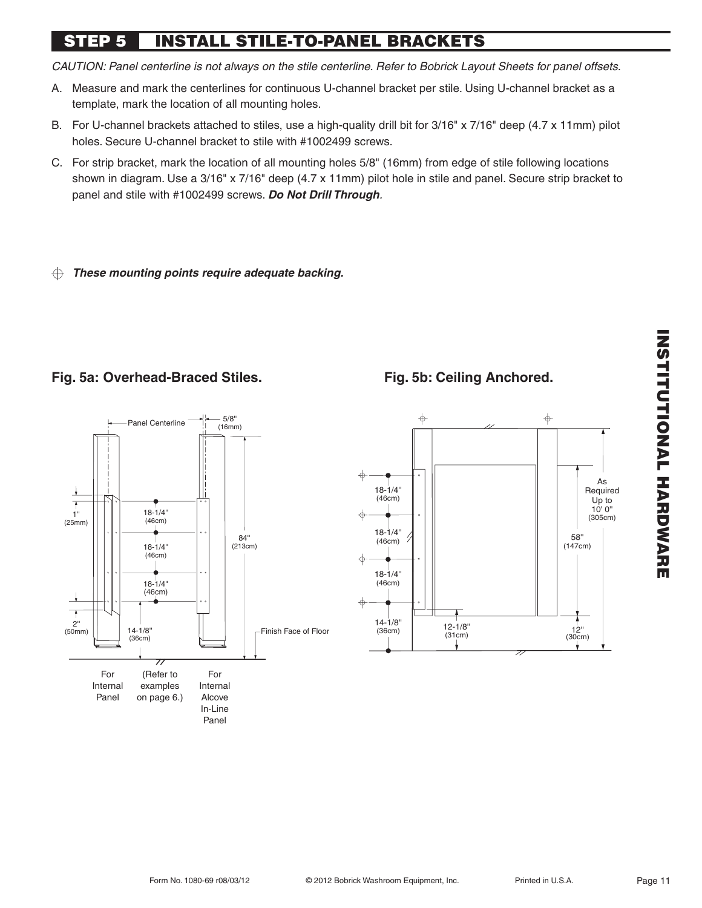## STEP 5 INSTALL STILE-TO-PANEL BRACKETS

*CAUTION: Panel centerline is not always on the stile centerline. Refer to Bobrick Layout Sheets for panel offsets.*

A. Measure and mark the centerlines for continuous U-channel bracket per stile. Using U-channel bracket as a template, mark the location of all mounting holes.

B. For U-channel brackets attached to stiles, use a high-quality drill bit for 3/16" x 7/16" deep (4.7 x 11mm) pilot holes. Secure U-channel bracket to stile with #1002499 screws.

C. For strip bracket, mark the location of all mounting holes 5/8" (16mm) from edge of stile following locations shown in diagram. Use a 3/16" x 7/16" deep (4.7 x 11mm) pilot hole in stile and panel. Secure strip bracket to panel and stile with #1002499 screws. ***Do Not Drill Through***.

⌖ ***These mounting points require adequate backing.***

**Fig. 5a: Overhead-Braced Stiles.**

Panel Centerline; 5/8" (16mm); 1" (25mm); 18-1/4" (46cm); 18-1/4" (46cm); 18-1/4" (46cm); 84" (213cm); 2" (50mm); 14-1/8" (36cm); Finish Face of Floor

For Internal Panel; (Refer to examples on page 6.); For Internal Alcove In-Line Panel

**Fig. 5b: Ceiling Anchored.**

18-1/4" (46cm); 18-1/4" (46cm); 18-1/4" (46cm); 14-1/8" (36cm); 12-1/8" (31cm); As Required Up to 10' 0" (305cm); 58" (147cm); 12" (30cm)

Form No. 1080-69 r08/03/12 © 2012 Bobrick Washroom Equipment, Inc. Printed in U.S.A.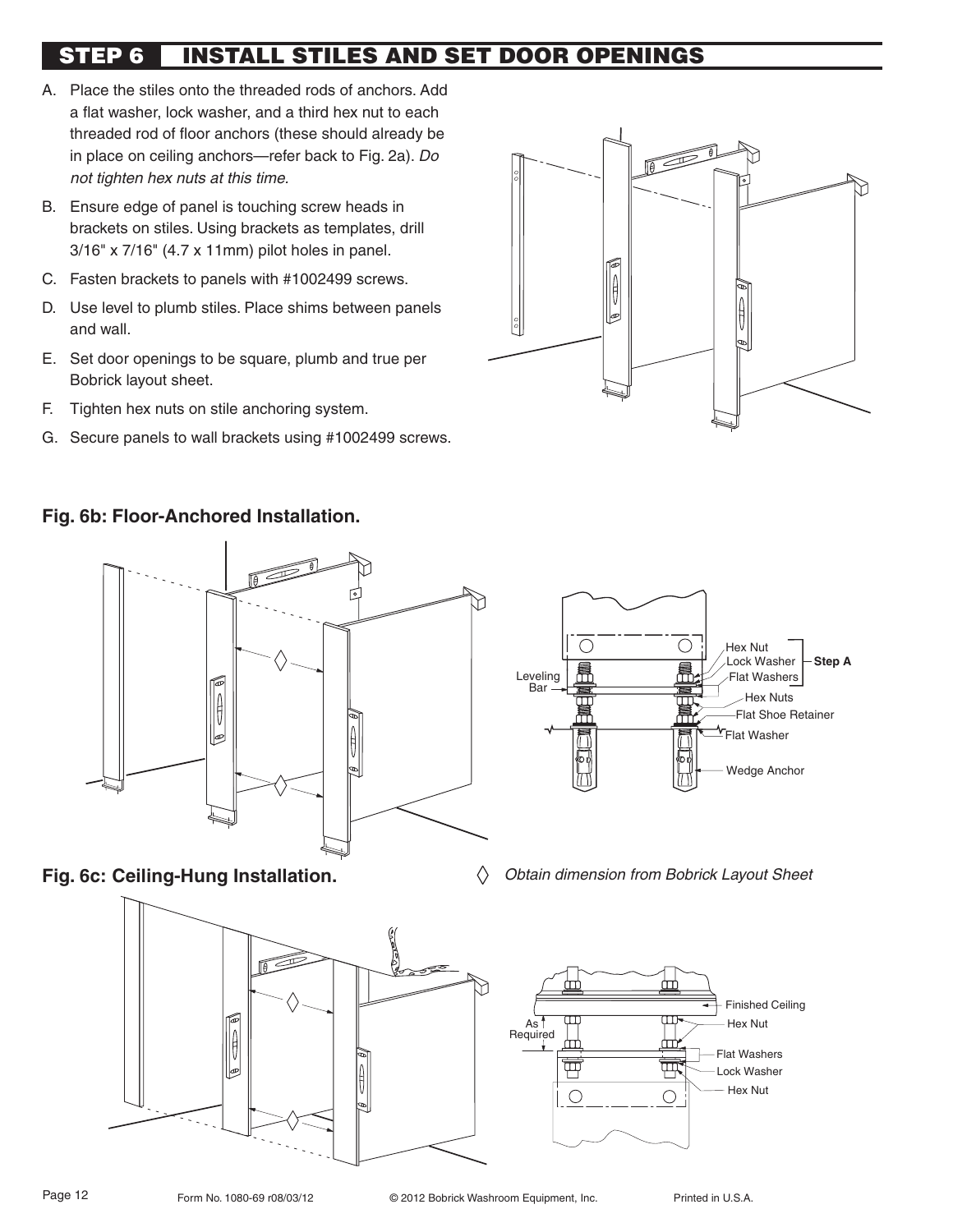## STEP 6 INSTALL STILES AND SET DOOR OPENINGS

A. Place the stiles onto the threaded rods of anchors. Add a flat washer, lock washer, and a third hex nut to each threaded rod of floor anchors (these should already be in place on ceiling anchors—refer back to Fig. 2a). *Do not tighten hex nuts at this time.*

B. Ensure edge of panel is touching screw heads in brackets on stiles. Using brackets as templates, drill 3/16" x 7/16" (4.7 x 11mm) pilot holes in panel.

C. Fasten brackets to panels with #1002499 screws.

D. Use level to plumb stiles. Place shims between panels and wall.

E. Set door openings to be square, plumb and true per Bobrick layout sheet.

F. Tighten hex nuts on stile anchoring system.

G. Secure panels to wall brackets using #1002499 screws.

**Fig. 6b: Floor-Anchored Installation.**

Leveling Bar, Hex Nut, Lock Washer, Flat Washers (Step A), Hex Nuts, Flat Shoe Retainer, Flat Washer, Wedge Anchor

**Fig. 6c: Ceiling-Hung Installation.**

◊ *Obtain dimension from Bobrick Layout Sheet*

As Required, Finished Ceiling, Hex Nut, Flat Washers, Lock Washer, Hex Nut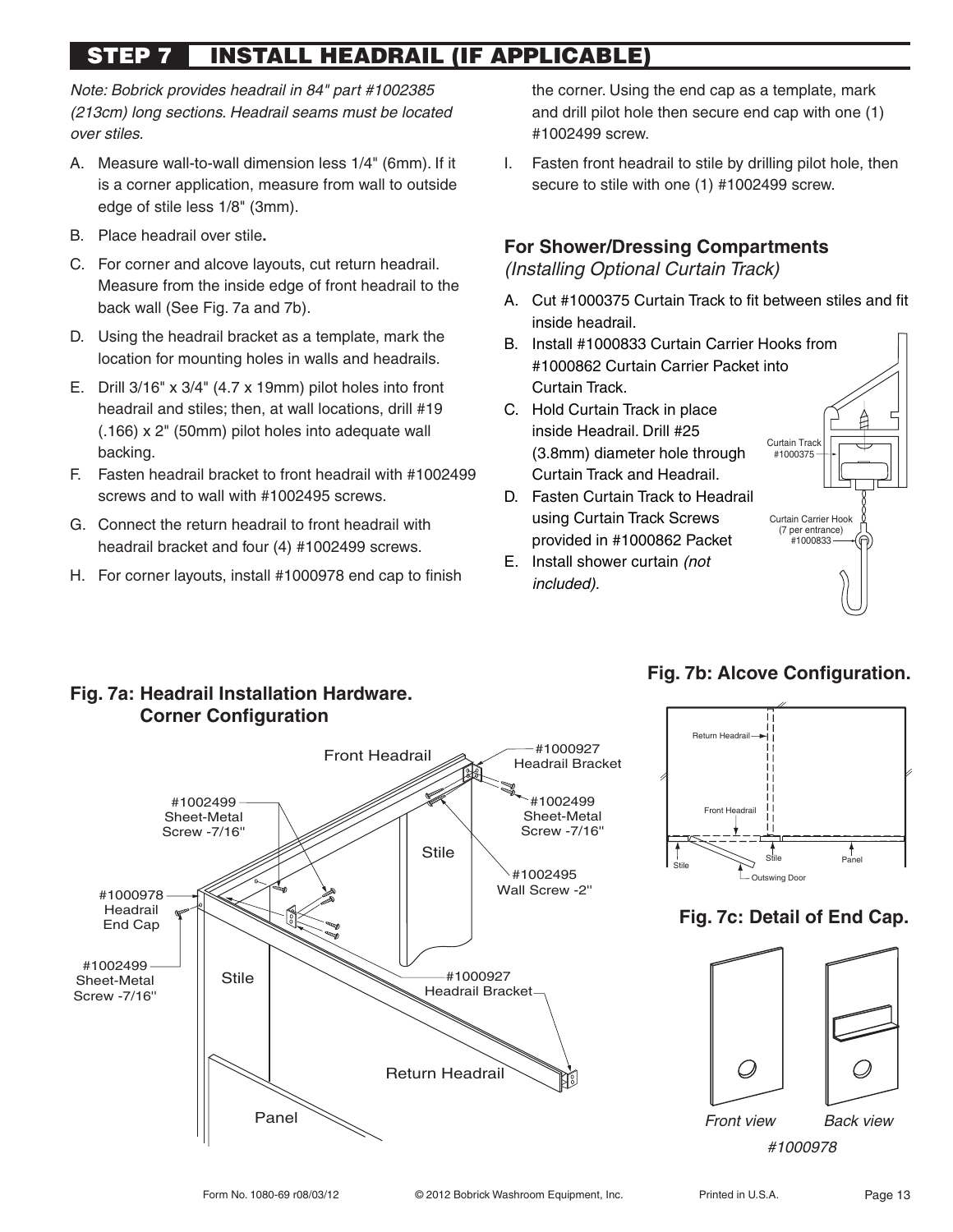## STEP 7 INSTALL HEADRAIL (IF APPLICABLE)

*Note: Bobrick provides headrail in 84" part #1002385 (213cm) long sections. Headrail seams must be located over stiles.*

A. Measure wall-to-wall dimension less 1/4" (6mm). If it is a corner application, measure from wall to outside edge of stile less 1/8" (3mm).

B. Place headrail over stile**.**

C. For corner and alcove layouts, cut return headrail. Measure from the inside edge of front headrail to the back wall (See Fig. 7a and 7b).

D. Using the headrail bracket as a template, mark the location for mounting holes in walls and headrails.

E. Drill 3/16" x 3/4" (4.7 x 19mm) pilot holes into front headrail and stiles; then, at wall locations, drill #19 (.166) x 2" (50mm) pilot holes into adequate wall backing.

F. Fasten headrail bracket to front headrail with #1002499 screws and to wall with #1002495 screws.

G. Connect the return headrail to front headrail with headrail bracket and four (4) #1002499 screws.

H. For corner layouts, install #1000978 end cap to finish the corner. Using the end cap as a template, mark and drill pilot hole then secure end cap with one (1) #1002499 screw.

I. Fasten front headrail to stile by drilling pilot hole, then secure to stile with one (1) #1002499 screw.

### For Shower/Dressing Compartments
*(Installing Optional Curtain Track)*

A. Cut #1000375 Curtain Track to fit between stiles and fit inside headrail.

B. Install #1000833 Curtain Carrier Hooks from #1000862 Curtain Carrier Packet into Curtain Track.

C. Hold Curtain Track in place inside Headrail. Drill #25 (3.8mm) diameter hole through Curtain Track and Headrail.

D. Fasten Curtain Track to Headrail using Curtain Track Screws provided in #1000862 Packet

E. Install shower curtain *(not included).*

Curtain Track #1000375

Curtain Carrier Hook (7 per entrance) #1000833

**Fig. 7a: Headrail Installation Hardware. Corner Configuration**

Front Headrail; #1000927 Headrail Bracket; #1002499 Sheet-Metal Screw -7/16"; #1002495 Wall Screw -2"; #1000978 Headrail End Cap; Stile; Return Headrail; Panel

**Fig. 7b: Alcove Configuration.**

Return Headrail; Front Headrail; Stile; Panel; Outswing Door

**Fig. 7c: Detail of End Cap.**

*Front view* *Back view*

*#1000978*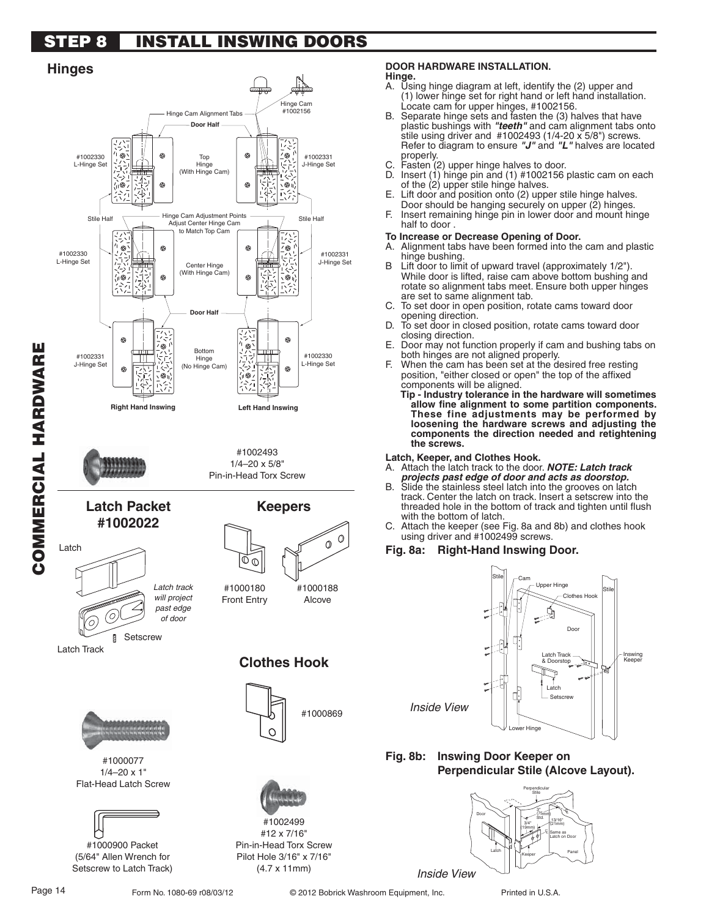# STEP 8 INSTALL INSWING DOORS

## Hinges

Hinge Cam Alignment Tabs

Hinge Cam #1002156

Door Half

#1002330 L-Hinge Set

Top Hinge (With Hinge Cam)

#1002331 J-Hinge Set

Stile Half

Hinge Cam Adjustment Points Adjust Center Hinge Cam to Match Top Cam

Stile Half

#1002330 L-Hinge Set

Center Hinge (With Hinge Cam)

#1002331 J-Hinge Set

Door Half

#1002331 J-Hinge Set

Bottom Hinge (No Hinge Cam)

#1002330 L-Hinge Set

Right Hand Inswing

Left Hand Inswing

#1002493
1/4–20 x 5/8"
Pin-in-Head Torx Screw

## Latch Packet #1002022

Latch

Latch track will project past edge of door

Setscrew

Latch Track

## Keepers

#1000180 Front Entry

#1000188 Alcove

## Clothes Hook

#1000869

#1000077
1/4–20 x 1"
Flat-Head Latch Screw

#1000900 Packet
(5/64" Allen Wrench for Setscrew to Latch Track)

#1002499
#12 x 7/16"
Pin-in-Head Torx Screw
Pilot Hole 3/16" x 7/16"
(4.7 x 11mm)

### DOOR HARDWARE INSTALLATION.

**Hinge.**

A. Using hinge diagram at left, identify the (2) upper and (1) lower hinge set for right hand or left hand installation. Locate cam for upper hinges, #1002156.

B. Separate hinge sets and fasten the (3) halves that have plastic bushings with ***"teeth"*** and cam alignment tabs onto stile using driver and #1002493 (1/4-20 x 5/8") screws. Refer to diagram to ensure ***"J"*** and ***"L"*** halves are located properly.

C. Fasten (2) upper hinge halves to door.

D. Insert (1) hinge pin and (1) #1002156 plastic cam on each of the (2) upper stile hinge halves.

E. Lift door and position onto (2) upper stile hinge halves. Door should be hanging securely on upper (2) hinges.

F. Insert remaining hinge pin in lower door and mount hinge half to door .

**To Increase or Decrease Opening of Door.**

A. Alignment tabs have been formed into the cam and plastic hinge bushing.

B Lift door to limit of upward travel (approximately 1/2"). While door is lifted, raise cam above bottom bushing and rotate so alignment tabs meet. Ensure both upper hinges are set to same alignment tab.

C. To set door in open position, rotate cams toward door opening direction.

D. To set door in closed position, rotate cams toward door closing direction.

E. Door may not function properly if cam and bushing tabs on both hinges are not aligned properly.

F. When the cam has been set at the desired free resting position, "either closed or open" the top of the affixed components will be aligned.

**Tip - Industry tolerance in the hardware will sometimes allow fine alignment to some partition components. These fine adjustments may be performed by loosening the hardware screws and adjusting the components the direction needed and retightening the screws.**

**Latch, Keeper, and Clothes Hook.**

A. Attach the latch track to the door. ***NOTE: Latch track projects past edge of door and acts as doorstop.***

B. Slide the stainless steel latch into the grooves on latch track. Center the latch on track. Insert a setscrew into the threaded hole in the bottom of track and tighten until flush with the bottom of latch.

C. Attach the keeper (see Fig. 8a and 8b) and clothes hook using driver and #1002499 screws.

**Fig. 8a: Right-Hand Inswing Door.**

Stile, Cam, Upper Hinge, Clothes Hook, Stile, Door, Latch Track & Doorstop, Inswing Keeper, Latch, Setscrew, Lower Hinge

*Inside View*

**Fig. 8b: Inswing Door Keeper on Perpendicular Stile (Alcove Layout).**

Perpendicular Stile, Door, 3" (75mm) Std., 3/4" (19mm), 13/16" (21mm), Same as Latch on Door, Latch, Keeper, Panel

*Inside View*

COMMERCIAL HARDWARE

Form No. 1080-69 r08/03/12 © 2012 Bobrick Washroom Equipment, Inc. Printed in U.S.A.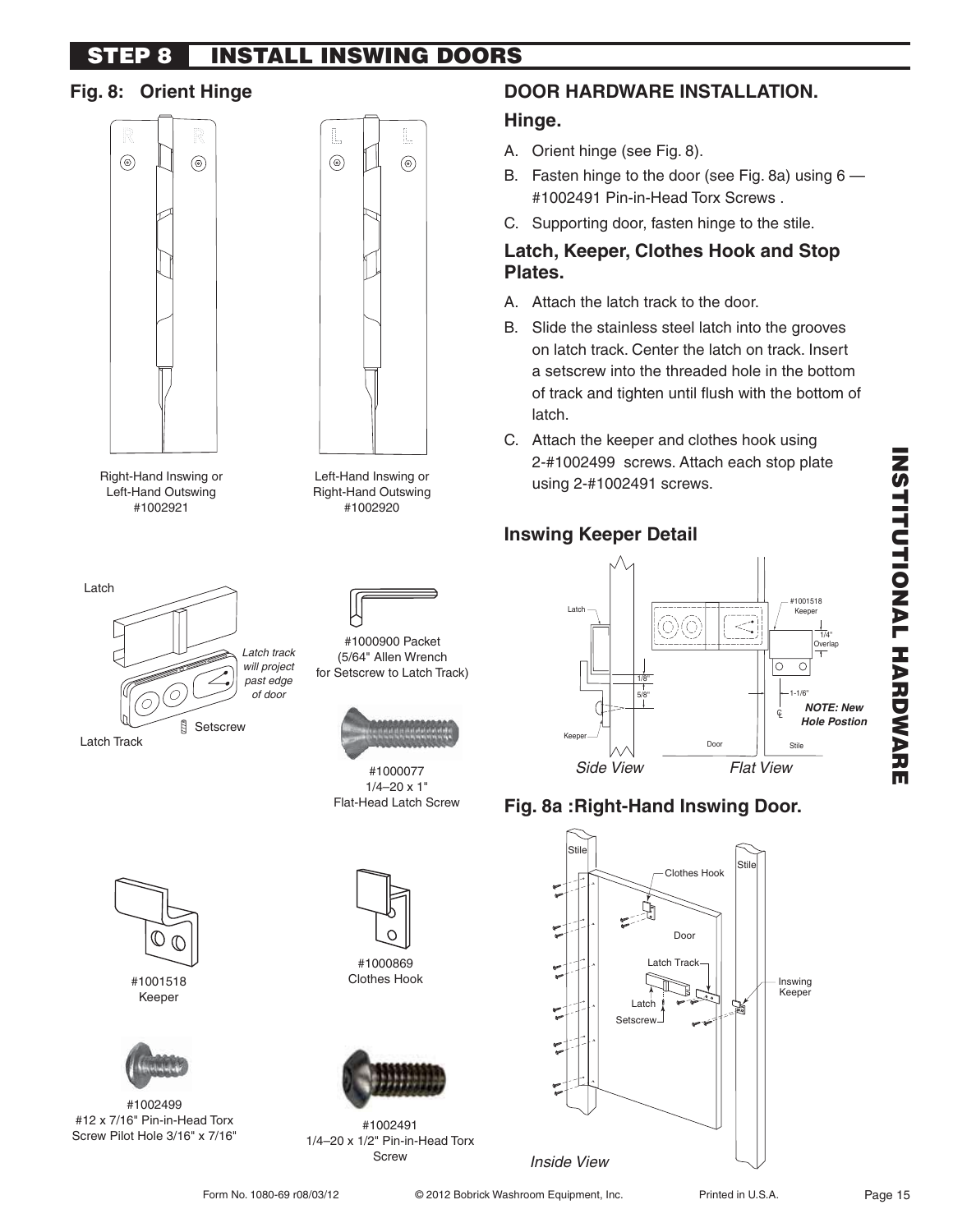## STEP 8 INSTALL INSWING DOORS

### Fig. 8: Orient Hinge

Right-Hand Inswing or Left-Hand Outswing #1002921

Left-Hand Inswing or Right-Hand Outswing #1002920

Latch

Latch Track

*Latch track will project past edge of door*

Setscrew

#1000900 Packet (5/64" Allen Wrench for Setscrew to Latch Track)

#1000077 1/4–20 x 1" Flat-Head Latch Screw

#1001518 Keeper

#1000869 Clothes Hook

#1002499 #12 x 7/16" Pin-in-Head Torx Screw Pilot Hole 3/16" x 7/16"

#1002491 1/4–20 x 1/2" Pin-in-Head Torx Screw

### DOOR HARDWARE INSTALLATION.

#### Hinge.

A. Orient hinge (see Fig. 8).

B. Fasten hinge to the door (see Fig. 8a) using 6 — #1002491 Pin-in-Head Torx Screws .

C. Supporting door, fasten hinge to the stile.

#### Latch, Keeper, Clothes Hook and Stop Plates.

A. Attach the latch track to the door.

B. Slide the stainless steel latch into the grooves on latch track. Center the latch on track. Insert a setscrew into the threaded hole in the bottom of track and tighten until flush with the bottom of latch.

C. Attach the keeper and clothes hook using 2-#1002499 screws. Attach each stop plate using 2-#1002491 screws.

### Inswing Keeper Detail

Latch, Keeper, 1/8", 5/8", Door, #1001518 Keeper, 1/4" Overlap, 1-1/6", ℄, Stile

***NOTE: New Hole Postion***

*Side View* *Flat View*

### Fig. 8a :Right-Hand Inswing Door.

Stile, Stile, Clothes Hook, Door, Latch Track, Latch, Setscrew, Inswing Keeper

*Inside View*

INSTITUTIONAL HARDWARE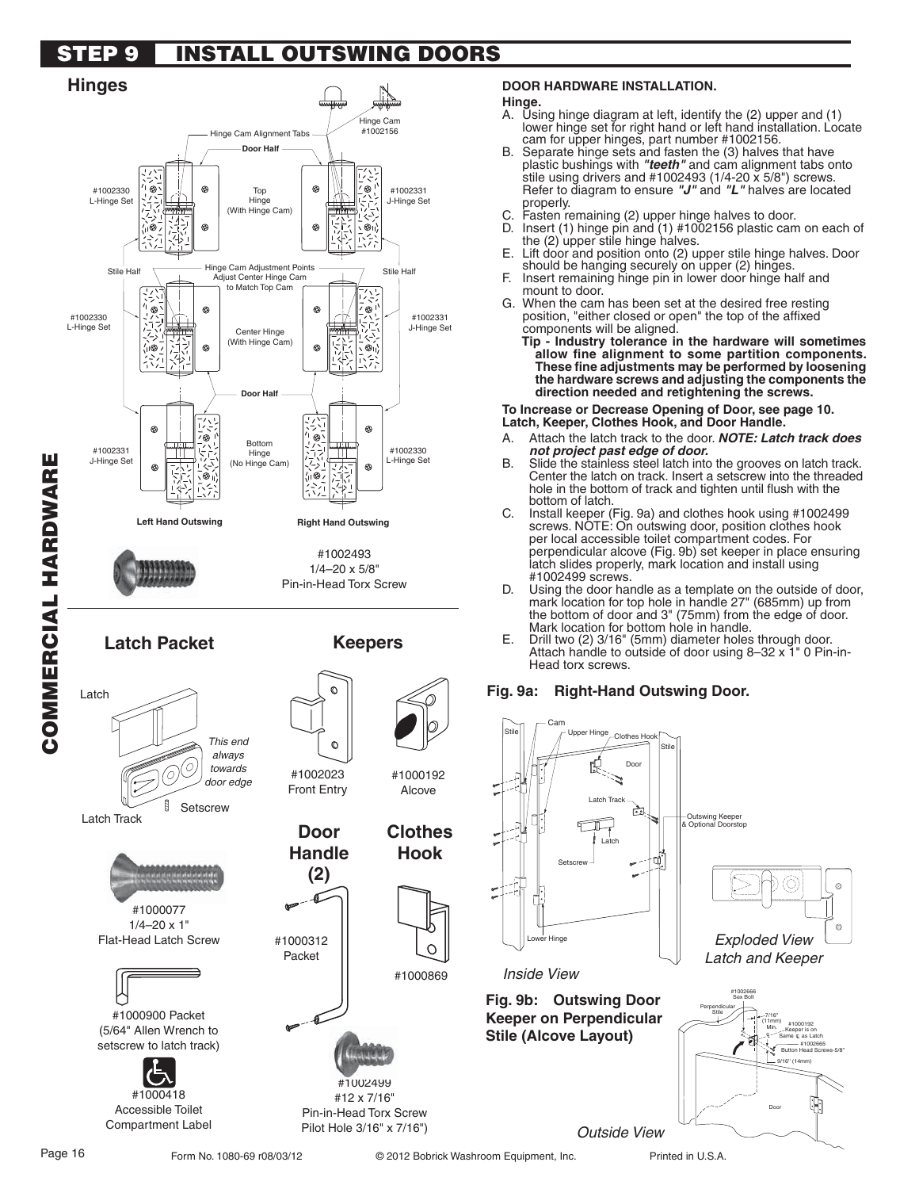# STEP 9 INSTALL OUTSWING DOORS

## Hinges

Hinge Cam #1002156

Hinge Cam Alignment Tabs

Door Half

#1002330 L-Hinge Set

Top Hinge (With Hinge Cam)

#1002331 J-Hinge Set

Stile Half

Hinge Cam Adjustment Points Adjust Center Hinge Cam to Match Top Cam

Stile Half

#1002330 L-Hinge Set

Center Hinge (With Hinge Cam)

#1002331 J-Hinge Set

Door Half

#1002331 J-Hinge Set

Bottom Hinge (No Hinge Cam)

#1002330 L-Hinge Set

Left Hand Outswing

Right Hand Outswing

#1002493
1/4–20 x 5/8"
Pin-in-Head Torx Screw

## Latch Packet

Latch

*This end always towards door edge*

Setscrew

Latch Track

#1000077
1/4–20 x 1"
Flat-Head Latch Screw

#1000900 Packet
(5/64" Allen Wrench to setscrew to latch track)

#1000418
Accessible Toilet Compartment Label

## Keepers

#1002023
Front Entry

#1000192
Alcove

## Door Handle (2)

#1000312
Packet

## Clothes Hook

#1000869

#1002499
#12 x 7/16"
Pin-in-Head Torx Screw
Pilot Hole 3/16" x 7/16")

**DOOR HARDWARE INSTALLATION.**

**Hinge.**

A. Using hinge diagram at left, identify the (2) upper and (1) lower hinge set for right hand or left hand installation. Locate cam for upper hinges, part number #1002156.

B. Separate hinge sets and fasten the (3) halves that have plastic bushings with ***"teeth"*** and cam alignment tabs onto stile using drivers and #1002493 (1/4-20 x 5/8") screws. Refer to diagram to ensure ***"J"*** and ***"L"*** halves are located properly.

C. Fasten remaining (2) upper hinge halves to door.

D. Insert (1) hinge pin and (1) #1002156 plastic cam on each of the (2) upper stile hinge halves.

E. Lift door and position onto (2) upper stile hinge halves. Door should be hanging securely on upper (2) hinges.

F. Insert remaining hinge pin in lower door hinge half and mount to door.

G. When the cam has been set at the desired free resting position, "either closed or open" the top of the affixed components will be aligned.

**Tip - Industry tolerance in the hardware will sometimes allow fine alignment to some partition components. These fine adjustments may be performed by loosening the hardware screws and adjusting the components the direction needed and retightening the screws.**

**To Increase or Decrease Opening of Door, see page 10.**

**Latch, Keeper, Clothes Hook, and Door Handle.**

A. Attach the latch track to the door. ***NOTE: Latch track does not project past edge of door.***

B. Slide the stainless steel latch into the grooves on latch track. Center the latch on track. Insert a setscrew into the threaded hole in the bottom of track and tighten until flush with the bottom of latch.

C. Install keeper (Fig. 9a) and clothes hook using #1002499 screws. NOTE: On outswing door, position clothes hook per local accessible toilet compartment codes. For perpendicular alcove (Fig. 9b) set keeper in place ensuring latch slides properly, mark location and install using #1002499 screws.

D. Using the door handle as a template on the outside of door, mark location for top hole in handle 27" (685mm) up from the bottom of door and 3" (75mm) from the edge of door. Mark location for bottom hole in handle.

E. Drill two (2) 3/16" (5mm) diameter holes through door. Attach handle to outside of door using 8–32 x 1" 0 Pin-in-Head torx screws.

**Fig. 9a: Right-Hand Outswing Door.**

Stile, Cam, Upper Hinge, Clothes Hook, Stile, Door, Latch Track, Outswing Keeper & Optional Doorstop, Latch, Setscrew, Lower Hinge

*Inside View*

*Exploded View Latch and Keeper*

**Fig. 9b: Outswing Door Keeper on Perpendicular Stile (Alcove Layout)**

#1002666 Sex Bolt, Perpendicular Stile, 7/16" (11mm) Min., #1000192 Keeper is on Same ℄ as Latch, #1002665 Button Head Screws-5/8", 9/16" (14mm), Door

*Outside View*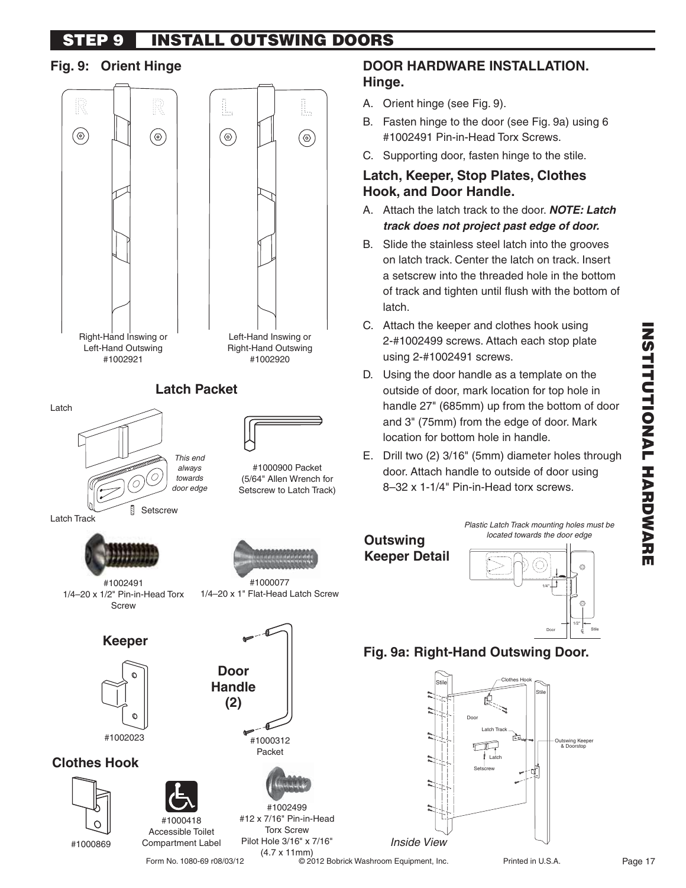# STEP 9 INSTALL OUTSWING DOORS

## Fig. 9: Orient Hinge

Right-Hand Inswing or Left-Hand Outswing #1002921

Left-Hand Inswing or Right-Hand Outswing #1002920

### Latch Packet

Latch

*This end always towards door edge*

Setscrew

Latch Track

#1000900 Packet (5/64" Allen Wrench for Setscrew to Latch Track)

#1002491 1/4–20 x 1/2" Pin-in-Head Torx Screw

#1000077 1/4–20 x 1" Flat-Head Latch Screw

### Keeper

#1002023

### Door Handle (2)

#1000312 Packet

### Clothes Hook

#1000869

#1000418 Accessible Toilet Compartment Label

#1002499 #12 x 7/16" Pin-in-Head Torx Screw Pilot Hole 3/16" x 7/16" (4.7 x 11mm)

## DOOR HARDWARE INSTALLATION. Hinge.

A. Orient hinge (see Fig. 9).

B. Fasten hinge to the door (see Fig. 9a) using 6 #1002491 Pin-in-Head Torx Screws.

C. Supporting door, fasten hinge to the stile.

### Latch, Keeper, Stop Plates, Clothes Hook, and Door Handle.

A. Attach the latch track to the door. ***NOTE: Latch track does not project past edge of door.***

B. Slide the stainless steel latch into the grooves on latch track. Center the latch on track. Insert a setscrew into the threaded hole in the bottom of track and tighten until flush with the bottom of latch.

C. Attach the keeper and clothes hook using 2-#1002499 screws. Attach each stop plate using 2-#1002491 screws.

D. Using the door handle as a template on the outside of door, mark location for top hole in handle 27" (685mm) up from the bottom of door and 3" (75mm) from the edge of door. Mark location for bottom hole in handle.

E. Drill two (2) 3/16" (5mm) diameter holes through door. Attach handle to outside of door using 8–32 x 1-1/4" Pin-in-Head torx screws.

### Outswing Keeper Detail

*Plastic Latch Track mounting holes must be located towards the door edge*

1/4"

1/2"

Door

Stile

## Fig. 9a: Right-Hand Outswing Door.

Stile

Clothes Hook

Stile

Door

Latch Track

Outswing Keeper & Doorstop

Latch

Setscrew

*Inside View*

INSTITUTIONAL HARDWARE

Form No. 1080-69 r08/03/12 © 2012 Bobrick Washroom Equipment, Inc. Printed in U.S.A.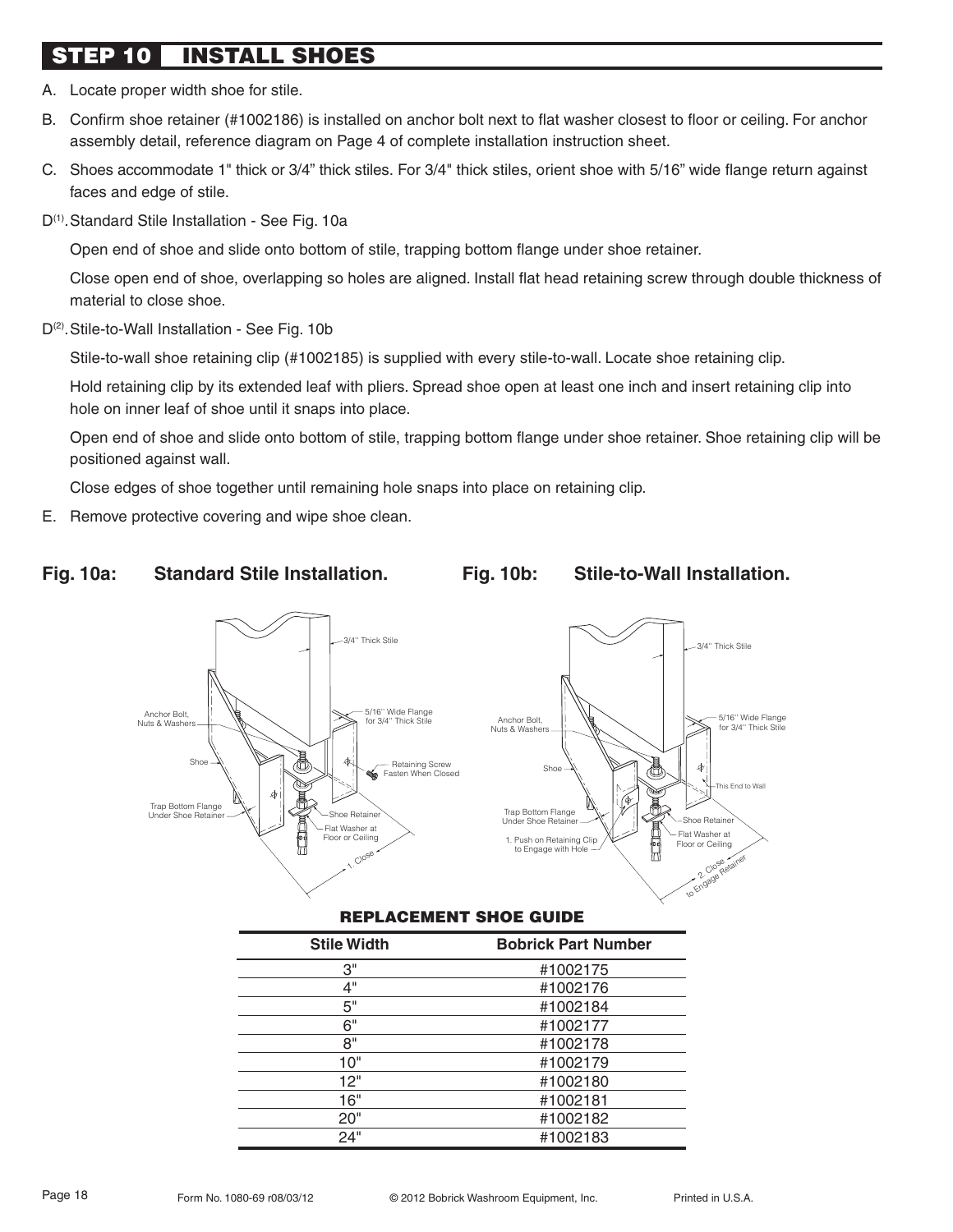# STEP 10 INSTALL SHOES

A. Locate proper width shoe for stile.

B. Confirm shoe retainer (#1002186) is installed on anchor bolt next to flat washer closest to floor or ceiling. For anchor assembly detail, reference diagram on Page 4 of complete installation instruction sheet.

C. Shoes accommodate 1" thick or 3/4" thick stiles. For 3/4" thick stiles, orient shoe with 5/16" wide flange return against faces and edge of stile.

D(1). Standard Stile Installation - See Fig. 10a

Open end of shoe and slide onto bottom of stile, trapping bottom flange under shoe retainer.

Close open end of shoe, overlapping so holes are aligned. Install flat head retaining screw through double thickness of material to close shoe.

D(2). Stile-to-Wall Installation - See Fig. 10b

Stile-to-wall shoe retaining clip (#1002185) is supplied with every stile-to-wall. Locate shoe retaining clip.

Hold retaining clip by its extended leaf with pliers. Spread shoe open at least one inch and insert retaining clip into hole on inner leaf of shoe until it snaps into place.

Open end of shoe and slide onto bottom of stile, trapping bottom flange under shoe retainer. Shoe retaining clip will be positioned against wall.

Close edges of shoe together until remaining hole snaps into place on retaining clip.

E. Remove protective covering and wipe shoe clean.

**Fig. 10a: Standard Stile Installation.**

3/4" Thick Stile; Anchor Bolt, Nuts & Washers; 5/16" Wide Flange for 3/4" Thick Stile; Shoe; Retaining Screw Fasten When Closed; Trap Bottom Flange Under Shoe Retainer; Shoe Retainer; Flat Washer at Floor or Ceiling; 1. Close

**Fig. 10b: Stile-to-Wall Installation.**

3/4" Thick Stile; Anchor Bolt, Nuts & Washers; 5/16" Wide Flange for 3/4" Thick Stile; Shoe; This End to Wall; Trap Bottom Flange Under Shoe Retainer; Shoe Retainer; 1. Push on Retaining Clip to Engage with Hole; Flat Washer at Floor or Ceiling; 2. Close to Engage Retainer

**REPLACEMENT SHOE GUIDE**

| Stile Width | Bobrick Part Number |
|---|---|
| 3" | #1002175 |
| 4" | #1002176 |
| 5" | #1002184 |
| 6" | #1002177 |
| 8" | #1002178 |
| 10" | #1002179 |
| 12" | #1002180 |
| 16" | #1002181 |
| 20" | #1002182 |
| 24" | #1002183 |

Form No. 1080-69 r08/03/12 © 2012 Bobrick Washroom Equipment, Inc. Printed in U.S.A.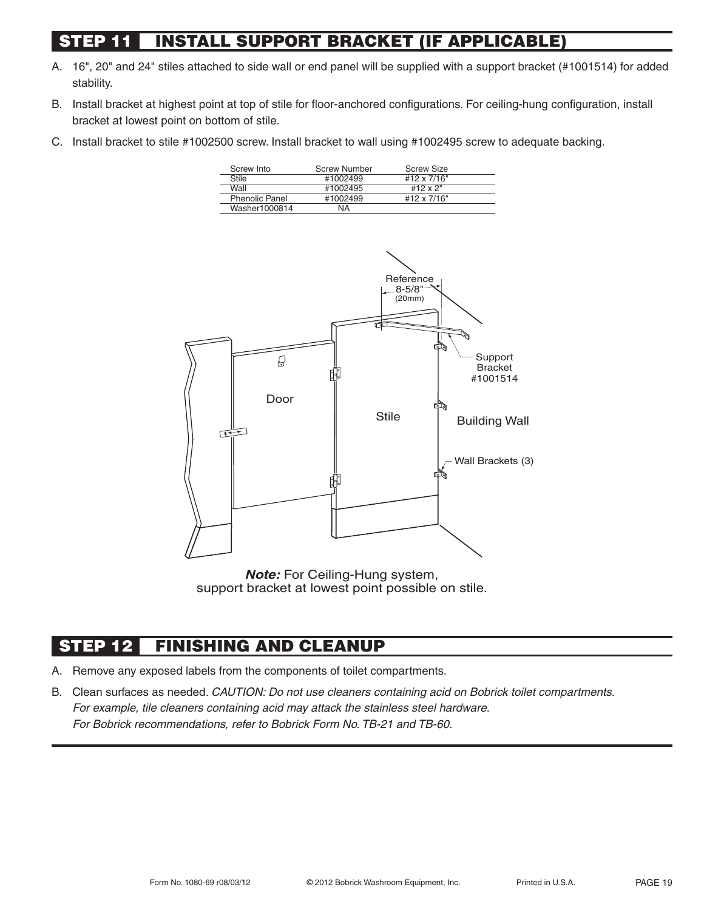## STEP 11 INSTALL SUPPORT BRACKET (IF APPLICABLE)

A. 16", 20" and 24" stiles attached to side wall or end panel will be supplied with a support bracket (#1001514) for added stability.

B. Install bracket at highest point at top of stile for floor-anchored configurations. For ceiling-hung configuration, install bracket at lowest point on bottom of stile.

C. Install bracket to stile #1002500 screw. Install bracket to wall using #1002495 screw to adequate backing.

| Screw Into | Screw Number | Screw Size |
|---|---|---|
| Stile | #1002499 | #12 x 7/16" |
| Wall | #1002495 | #12 x 2" |
| Phenolic Panel | #1002499 | #12 x 7/16" |
| Washer1000814 | NA | |

Reference 8-5/8" (20mm)

Support Bracket #1001514

Door

Stile

Building Wall

Wall Brackets (3)

***Note:*** For Ceiling-Hung system, support bracket at lowest point possible on stile.

## STEP 12 FINISHING AND CLEANUP

A. Remove any exposed labels from the components of toilet compartments.

B. Clean surfaces as needed. *CAUTION: Do not use cleaners containing acid on Bobrick toilet compartments. For example, tile cleaners containing acid may attack the stainless steel hardware. For Bobrick recommendations, refer to Bobrick Form No. TB-21 and TB-60.*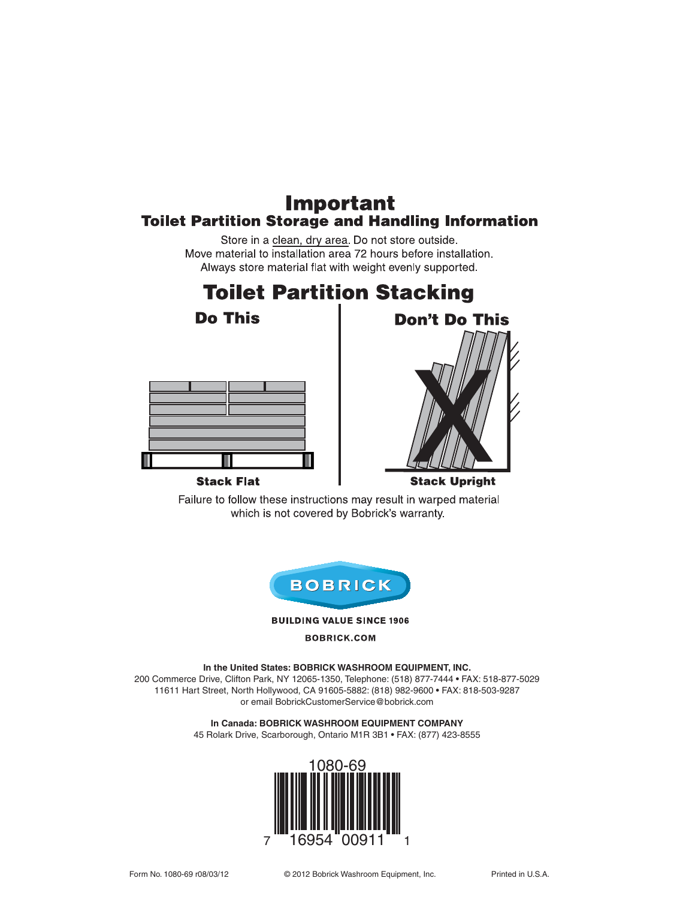# Important

## Toilet Partition Storage and Handling Information

Store in a clean, dry area. Do not store outside.
Move material to installation area 72 hours before installation.
Always store material flat with weight evenly supported.

## Toilet Partition Stacking

**Do This**

**Stack Flat**

**Don't Do This**

**Stack Upright**

Failure to follow these instructions may result in warped material which is not covered by Bobrick's warranty.

BOBRICK

**BUILDING VALUE SINCE 1906**

**BOBRICK.COM**

**In the United States: BOBRICK WASHROOM EQUIPMENT, INC.**
200 Commerce Drive, Clifton Park, NY 12065-1350, Telephone: (518) 877-7444 • FAX: 518-877-5029
11611 Hart Street, North Hollywood, CA 91605-5882: (818) 982-9600 • FAX: 818-503-9287
or email BobrickCustomerService@bobrick.com

**In Canada: BOBRICK WASHROOM EQUIPMENT COMPANY**
45 Rolark Drive, Scarborough, Ontario M1R 3B1 • FAX: (877) 423-8555

1080-69

7 16954 00911 1

Form No. 1080-69 r08/03/12 © 2012 Bobrick Washroom Equipment, Inc. Printed in U.S.A.